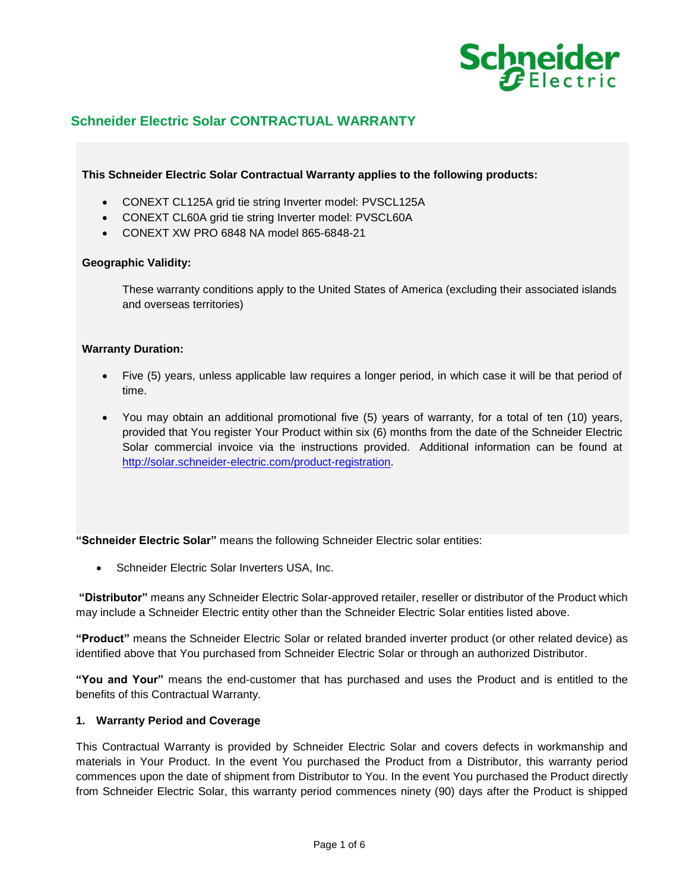# Schneider Electric Solar CONTRACTUAL WARRANTY

**This Schneider Electric Solar Contractual Warranty applies to the following products:**

- CONEXT CL125A grid tie string Inverter model: PVSCL125A
- CONEXT CL60A grid tie string Inverter model: PVSCL60A
- CONEXT XW PRO 6848 NA model 865-6848-21

**Geographic Validity:**

These warranty conditions apply to the United States of America (excluding their associated islands and overseas territories)

**Warranty Duration:**

- Five (5) years, unless applicable law requires a longer period, in which case it will be that period of time.
- You may obtain an additional promotional five (5) years of warranty, for a total of ten (10) years, provided that You register Your Product within six (6) months from the date of the Schneider Electric Solar commercial invoice via the instructions provided. Additional information can be found at [http://solar.schneider-electric.com/product-registration](http://solar.schneider-electric.com/product-registration).

**"Schneider Electric Solar"** means the following Schneider Electric solar entities:

- Schneider Electric Solar Inverters USA, Inc.

**"Distributor"** means any Schneider Electric Solar-approved retailer, reseller or distributor of the Product which may include a Schneider Electric entity other than the Schneider Electric Solar entities listed above.

**"Product"** means the Schneider Electric Solar or related branded inverter product (or other related device) as identified above that You purchased from Schneider Electric Solar or through an authorized Distributor.

**"You and Your"** means the end-customer that has purchased and uses the Product and is entitled to the benefits of this Contractual Warranty.

## 1. Warranty Period and Coverage

This Contractual Warranty is provided by Schneider Electric Solar and covers defects in workmanship and materials in Your Product. In the event You purchased the Product from a Distributor, this warranty period commences upon the date of shipment from Distributor to You. In the event You purchased the Product directly from Schneider Electric Solar, this warranty period commences ninety (90) days after the Product is shipped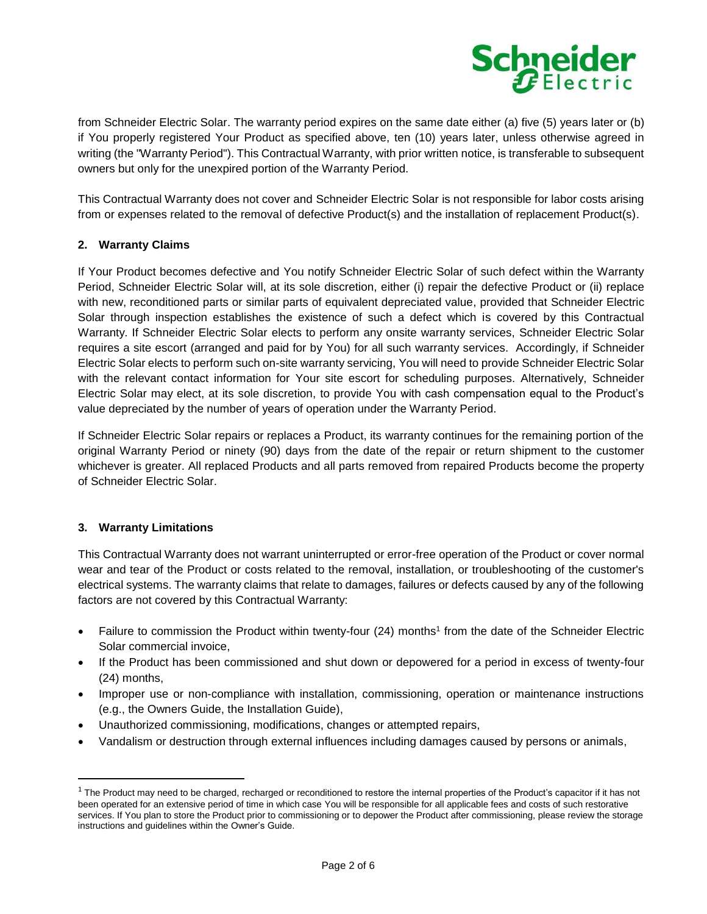from Schneider Electric Solar. The warranty period expires on the same date either (a) five (5) years later or (b) if You properly registered Your Product as specified above, ten (10) years later, unless otherwise agreed in writing (the "Warranty Period"). This Contractual Warranty, with prior written notice, is transferable to subsequent owners but only for the unexpired portion of the Warranty Period.

This Contractual Warranty does not cover and Schneider Electric Solar is not responsible for labor costs arising from or expenses related to the removal of defective Product(s) and the installation of replacement Product(s).

## 2. Warranty Claims

If Your Product becomes defective and You notify Schneider Electric Solar of such defect within the Warranty Period, Schneider Electric Solar will, at its sole discretion, either (i) repair the defective Product or (ii) replace with new, reconditioned parts or similar parts of equivalent depreciated value, provided that Schneider Electric Solar through inspection establishes the existence of such a defect which is covered by this Contractual Warranty. If Schneider Electric Solar elects to perform any onsite warranty services, Schneider Electric Solar requires a site escort (arranged and paid for by You) for all such warranty services. Accordingly, if Schneider Electric Solar elects to perform such on-site warranty servicing, You will need to provide Schneider Electric Solar with the relevant contact information for Your site escort for scheduling purposes. Alternatively, Schneider Electric Solar may elect, at its sole discretion, to provide You with cash compensation equal to the Product's value depreciated by the number of years of operation under the Warranty Period.

If Schneider Electric Solar repairs or replaces a Product, its warranty continues for the remaining portion of the original Warranty Period or ninety (90) days from the date of the repair or return shipment to the customer whichever is greater. All replaced Products and all parts removed from repaired Products become the property of Schneider Electric Solar.

## 3. Warranty Limitations

This Contractual Warranty does not warrant uninterrupted or error-free operation of the Product or cover normal wear and tear of the Product or costs related to the removal, installation, or troubleshooting of the customer's electrical systems. The warranty claims that relate to damages, failures or defects caused by any of the following factors are not covered by this Contractual Warranty:

- Failure to commission the Product within twenty-four (24) months[1] from the date of the Schneider Electric Solar commercial invoice,
- If the Product has been commissioned and shut down or depowered for a period in excess of twenty-four (24) months,
- Improper use or non-compliance with installation, commissioning, operation or maintenance instructions (e.g., the Owners Guide, the Installation Guide),
- Unauthorized commissioning, modifications, changes or attempted repairs,
- Vandalism or destruction through external influences including damages caused by persons or animals,

---

[1] The Product may need to be charged, recharged or reconditioned to restore the internal properties of the Product's capacitor if it has not been operated for an extensive period of time in which case You will be responsible for all applicable fees and costs of such restorative services. If You plan to store the Product prior to commissioning or to depower the Product after commissioning, please review the storage instructions and guidelines within the Owner's Guide.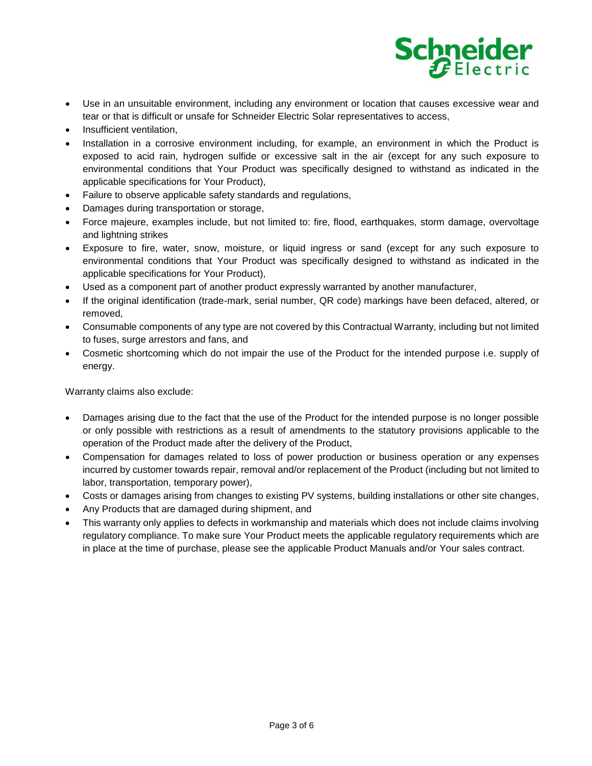- Use in an unsuitable environment, including any environment or location that causes excessive wear and tear or that is difficult or unsafe for Schneider Electric Solar representatives to access,
- Insufficient ventilation,
- Installation in a corrosive environment including, for example, an environment in which the Product is exposed to acid rain, hydrogen sulfide or excessive salt in the air (except for any such exposure to environmental conditions that Your Product was specifically designed to withstand as indicated in the applicable specifications for Your Product),
- Failure to observe applicable safety standards and regulations,
- Damages during transportation or storage,
- Force majeure, examples include, but not limited to: fire, flood, earthquakes, storm damage, overvoltage and lightning strikes
- Exposure to fire, water, snow, moisture, or liquid ingress or sand (except for any such exposure to environmental conditions that Your Product was specifically designed to withstand as indicated in the applicable specifications for Your Product),
- Used as a component part of another product expressly warranted by another manufacturer,
- If the original identification (trade-mark, serial number, QR code) markings have been defaced, altered, or removed,
- Consumable components of any type are not covered by this Contractual Warranty, including but not limited to fuses, surge arrestors and fans, and
- Cosmetic shortcoming which do not impair the use of the Product for the intended purpose i.e. supply of energy.

Warranty claims also exclude:

- Damages arising due to the fact that the use of the Product for the intended purpose is no longer possible or only possible with restrictions as a result of amendments to the statutory provisions applicable to the operation of the Product made after the delivery of the Product,
- Compensation for damages related to loss of power production or business operation or any expenses incurred by customer towards repair, removal and/or replacement of the Product (including but not limited to labor, transportation, temporary power),
- Costs or damages arising from changes to existing PV systems, building installations or other site changes,
- Any Products that are damaged during shipment, and
- This warranty only applies to defects in workmanship and materials which does not include claims involving regulatory compliance. To make sure Your Product meets the applicable regulatory requirements which are in place at the time of purchase, please see the applicable Product Manuals and/or Your sales contract.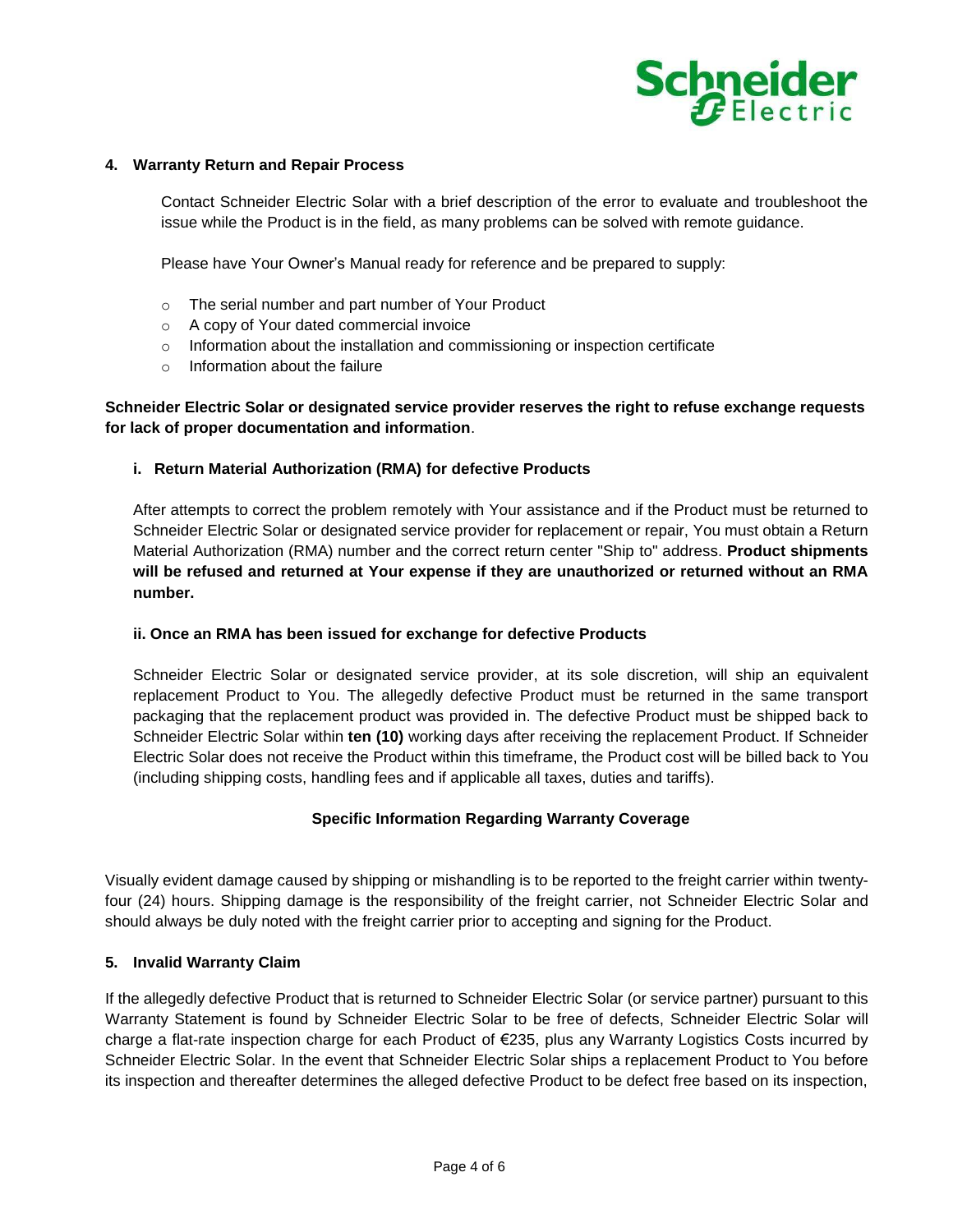## 4. Warranty Return and Repair Process

Contact Schneider Electric Solar with a brief description of the error to evaluate and troubleshoot the issue while the Product is in the field, as many problems can be solved with remote guidance.

Please have Your Owner's Manual ready for reference and be prepared to supply:

- The serial number and part number of Your Product
- A copy of Your dated commercial invoice
- Information about the installation and commissioning or inspection certificate
- Information about the failure

**Schneider Electric Solar or designated service provider reserves the right to refuse exchange requests for lack of proper documentation and information**.

### i. Return Material Authorization (RMA) for defective Products

After attempts to correct the problem remotely with Your assistance and if the Product must be returned to Schneider Electric Solar or designated service provider for replacement or repair, You must obtain a Return Material Authorization (RMA) number and the correct return center "Ship to" address. **Product shipments will be refused and returned at Your expense if they are unauthorized or returned without an RMA number.**

### ii. Once an RMA has been issued for exchange for defective Products

Schneider Electric Solar or designated service provider, at its sole discretion, will ship an equivalent replacement Product to You. The allegedly defective Product must be returned in the same transport packaging that the replacement product was provided in. The defective Product must be shipped back to Schneider Electric Solar within **ten (10)** working days after receiving the replacement Product. If Schneider Electric Solar does not receive the Product within this timeframe, the Product cost will be billed back to You (including shipping costs, handling fees and if applicable all taxes, duties and tariffs).

**Specific Information Regarding Warranty Coverage**

Visually evident damage caused by shipping or mishandling is to be reported to the freight carrier within twenty-four (24) hours. Shipping damage is the responsibility of the freight carrier, not Schneider Electric Solar and should always be duly noted with the freight carrier prior to accepting and signing for the Product.

## 5. Invalid Warranty Claim

If the allegedly defective Product that is returned to Schneider Electric Solar (or service partner) pursuant to this Warranty Statement is found by Schneider Electric Solar to be free of defects, Schneider Electric Solar will charge a flat-rate inspection charge for each Product of €235, plus any Warranty Logistics Costs incurred by Schneider Electric Solar. In the event that Schneider Electric Solar ships a replacement Product to You before its inspection and thereafter determines the alleged defective Product to be defect free based on its inspection,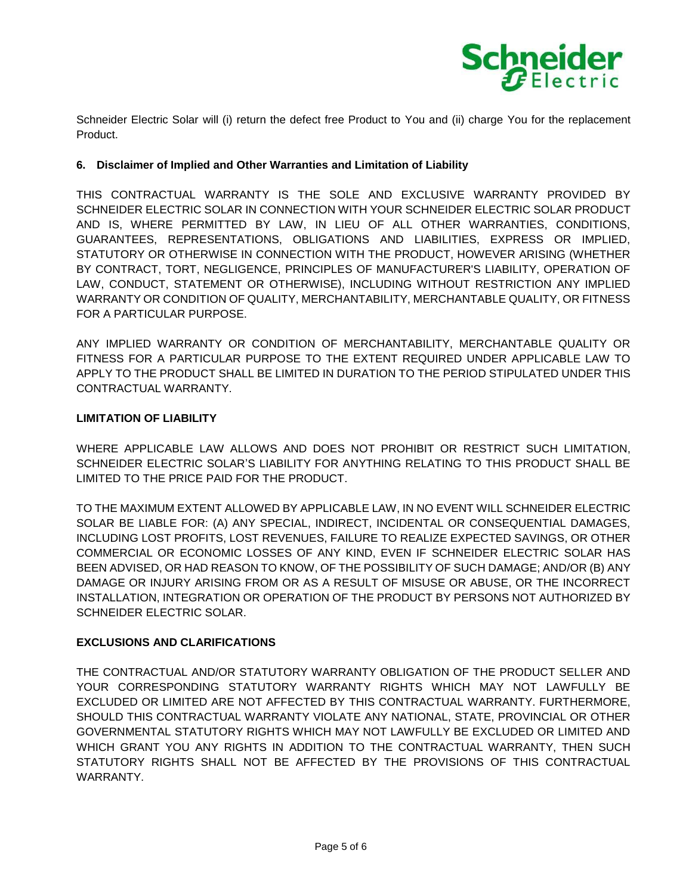Schneider Electric Solar will (i) return the defect free Product to You and (ii) charge You for the replacement Product.

### 6. Disclaimer of Implied and Other Warranties and Limitation of Liability

THIS CONTRACTUAL WARRANTY IS THE SOLE AND EXCLUSIVE WARRANTY PROVIDED BY SCHNEIDER ELECTRIC SOLAR IN CONNECTION WITH YOUR SCHNEIDER ELECTRIC SOLAR PRODUCT AND IS, WHERE PERMITTED BY LAW, IN LIEU OF ALL OTHER WARRANTIES, CONDITIONS, GUARANTEES, REPRESENTATIONS, OBLIGATIONS AND LIABILITIES, EXPRESS OR IMPLIED, STATUTORY OR OTHERWISE IN CONNECTION WITH THE PRODUCT, HOWEVER ARISING (WHETHER BY CONTRACT, TORT, NEGLIGENCE, PRINCIPLES OF MANUFACTURER'S LIABILITY, OPERATION OF LAW, CONDUCT, STATEMENT OR OTHERWISE), INCLUDING WITHOUT RESTRICTION ANY IMPLIED WARRANTY OR CONDITION OF QUALITY, MERCHANTABILITY, MERCHANTABLE QUALITY, OR FITNESS FOR A PARTICULAR PURPOSE.

ANY IMPLIED WARRANTY OR CONDITION OF MERCHANTABILITY, MERCHANTABLE QUALITY OR FITNESS FOR A PARTICULAR PURPOSE TO THE EXTENT REQUIRED UNDER APPLICABLE LAW TO APPLY TO THE PRODUCT SHALL BE LIMITED IN DURATION TO THE PERIOD STIPULATED UNDER THIS CONTRACTUAL WARRANTY.

**LIMITATION OF LIABILITY**

WHERE APPLICABLE LAW ALLOWS AND DOES NOT PROHIBIT OR RESTRICT SUCH LIMITATION, SCHNEIDER ELECTRIC SOLAR'S LIABILITY FOR ANYTHING RELATING TO THIS PRODUCT SHALL BE LIMITED TO THE PRICE PAID FOR THE PRODUCT.

TO THE MAXIMUM EXTENT ALLOWED BY APPLICABLE LAW, IN NO EVENT WILL SCHNEIDER ELECTRIC SOLAR BE LIABLE FOR: (A) ANY SPECIAL, INDIRECT, INCIDENTAL OR CONSEQUENTIAL DAMAGES, INCLUDING LOST PROFITS, LOST REVENUES, FAILURE TO REALIZE EXPECTED SAVINGS, OR OTHER COMMERCIAL OR ECONOMIC LOSSES OF ANY KIND, EVEN IF SCHNEIDER ELECTRIC SOLAR HAS BEEN ADVISED, OR HAD REASON TO KNOW, OF THE POSSIBILITY OF SUCH DAMAGE; AND/OR (B) ANY DAMAGE OR INJURY ARISING FROM OR AS A RESULT OF MISUSE OR ABUSE, OR THE INCORRECT INSTALLATION, INTEGRATION OR OPERATION OF THE PRODUCT BY PERSONS NOT AUTHORIZED BY SCHNEIDER ELECTRIC SOLAR.

**EXCLUSIONS AND CLARIFICATIONS**

THE CONTRACTUAL AND/OR STATUTORY WARRANTY OBLIGATION OF THE PRODUCT SELLER AND YOUR CORRESPONDING STATUTORY WARRANTY RIGHTS WHICH MAY NOT LAWFULLY BE EXCLUDED OR LIMITED ARE NOT AFFECTED BY THIS CONTRACTUAL WARRANTY. FURTHERMORE, SHOULD THIS CONTRACTUAL WARRANTY VIOLATE ANY NATIONAL, STATE, PROVINCIAL OR OTHER GOVERNMENTAL STATUTORY RIGHTS WHICH MAY NOT LAWFULLY BE EXCLUDED OR LIMITED AND WHICH GRANT YOU ANY RIGHTS IN ADDITION TO THE CONTRACTUAL WARRANTY, THEN SUCH STATUTORY RIGHTS SHALL NOT BE AFFECTED BY THE PROVISIONS OF THIS CONTRACTUAL WARRANTY.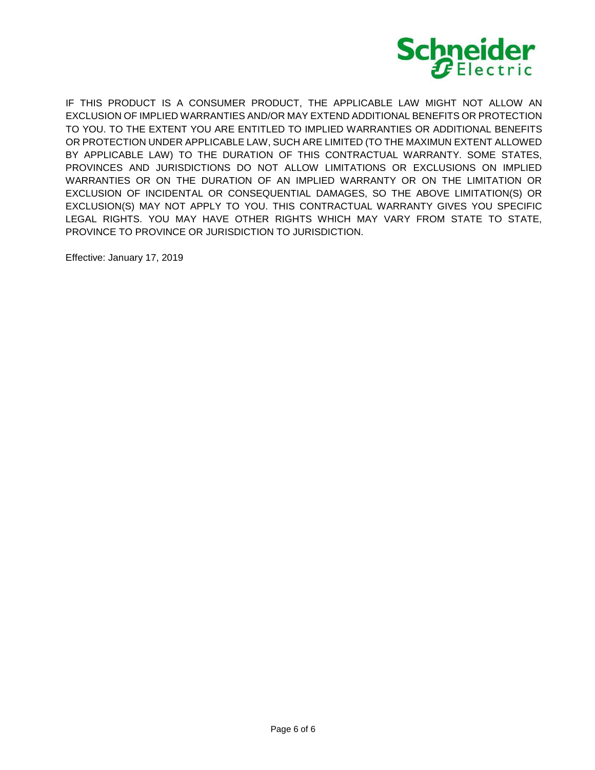IF THIS PRODUCT IS A CONSUMER PRODUCT, THE APPLICABLE LAW MIGHT NOT ALLOW AN EXCLUSION OF IMPLIED WARRANTIES AND/OR MAY EXTEND ADDITIONAL BENEFITS OR PROTECTION TO YOU. TO THE EXTENT YOU ARE ENTITLED TO IMPLIED WARRANTIES OR ADDITIONAL BENEFITS OR PROTECTION UNDER APPLICABLE LAW, SUCH ARE LIMITED (TO THE MAXIMUN EXTENT ALLOWED BY APPLICABLE LAW) TO THE DURATION OF THIS CONTRACTUAL WARRANTY. SOME STATES, PROVINCES AND JURISDICTIONS DO NOT ALLOW LIMITATIONS OR EXCLUSIONS ON IMPLIED WARRANTIES OR ON THE DURATION OF AN IMPLIED WARRANTY OR ON THE LIMITATION OR EXCLUSION OF INCIDENTAL OR CONSEQUENTIAL DAMAGES, SO THE ABOVE LIMITATION(S) OR EXCLUSION(S) MAY NOT APPLY TO YOU. THIS CONTRACTUAL WARRANTY GIVES YOU SPECIFIC LEGAL RIGHTS. YOU MAY HAVE OTHER RIGHTS WHICH MAY VARY FROM STATE TO STATE, PROVINCE TO PROVINCE OR JURISDICTION TO JURISDICTION.

Effective: January 17, 2019